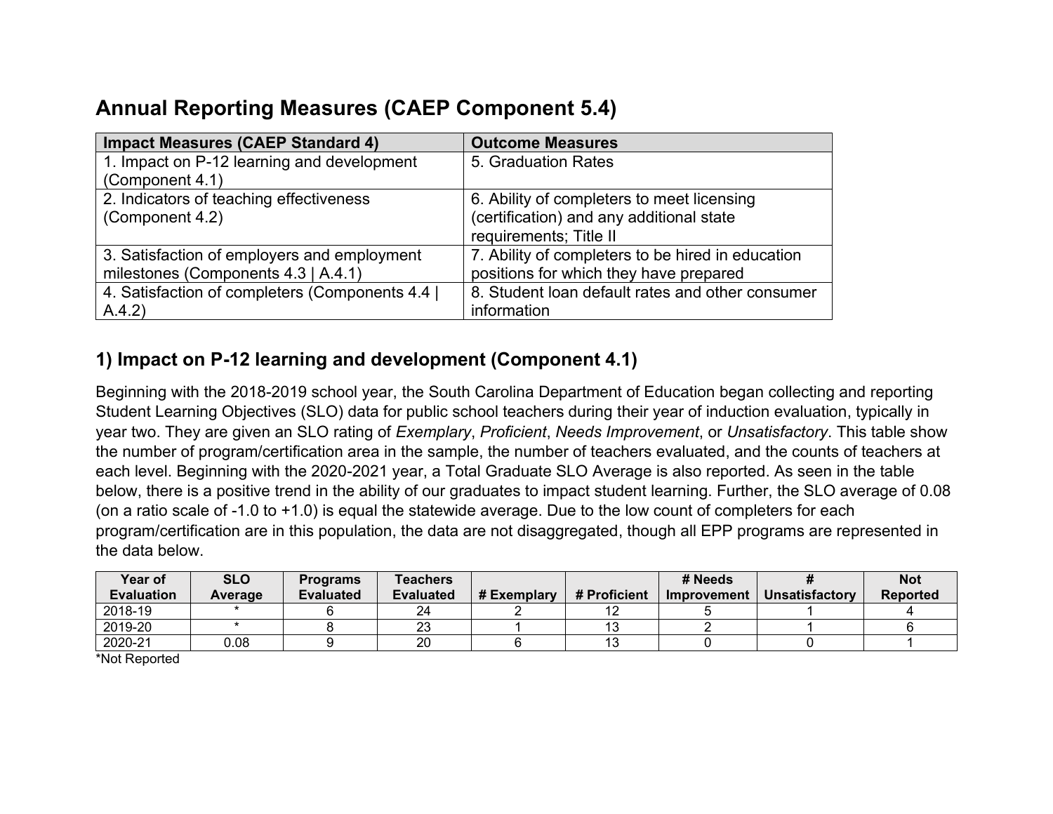# Annual Reporting Measures (CAEP Component 5.4)

| Impact Measures (CAEP Standard 4) | Outcome Measures |
|---|---|
| 1. Impact on P-12 learning and development (Component 4.1) | 5. Graduation Rates |
| 2. Indicators of teaching effectiveness (Component 4.2) | 6. Ability of completers to meet licensing (certification) and any additional state requirements; Title II |
| 3. Satisfaction of employers and employment milestones (Components 4.3 \| A.4.1) | 7. Ability of completers to be hired in education positions for which they have prepared |
| 4. Satisfaction of completers (Components 4.4 \| A.4.2) | 8. Student loan default rates and other consumer information |

## 1) Impact on P-12 learning and development (Component 4.1)

Beginning with the 2018-2019 school year, the South Carolina Department of Education began collecting and reporting Student Learning Objectives (SLO) data for public school teachers during their year of induction evaluation, typically in year two. They are given an SLO rating of *Exemplary*, *Proficient*, *Needs Improvement*, or *Unsatisfactory*. This table show the number of program/certification area in the sample, the number of teachers evaluated, and the counts of teachers at each level. Beginning with the 2020-2021 year, a Total Graduate SLO Average is also reported. As seen in the table below, there is a positive trend in the ability of our graduates to impact student learning. Further, the SLO average of 0.08 (on a ratio scale of -1.0 to +1.0) is equal the statewide average. Due to the low count of completers for each program/certification are in this population, the data are not disaggregated, though all EPP programs are represented in the data below.

| Year of Evaluation | SLO Average | Programs Evaluated | Teachers Evaluated | # Exemplary | # Proficient | # Needs Improvement | # Unsatisfactory | Not Reported |
|---|---|---|---|---|---|---|---|---|
| 2018-19 | * | 6 | 24 | 2 | 12 | 5 | 1 | 4 |
| 2019-20 | * | 8 | 23 | 1 | 13 | 2 | 1 | 6 |
| 2020-21 | 0.08 | 9 | 20 | 6 | 13 | 0 | 0 | 1 |

*Not Reported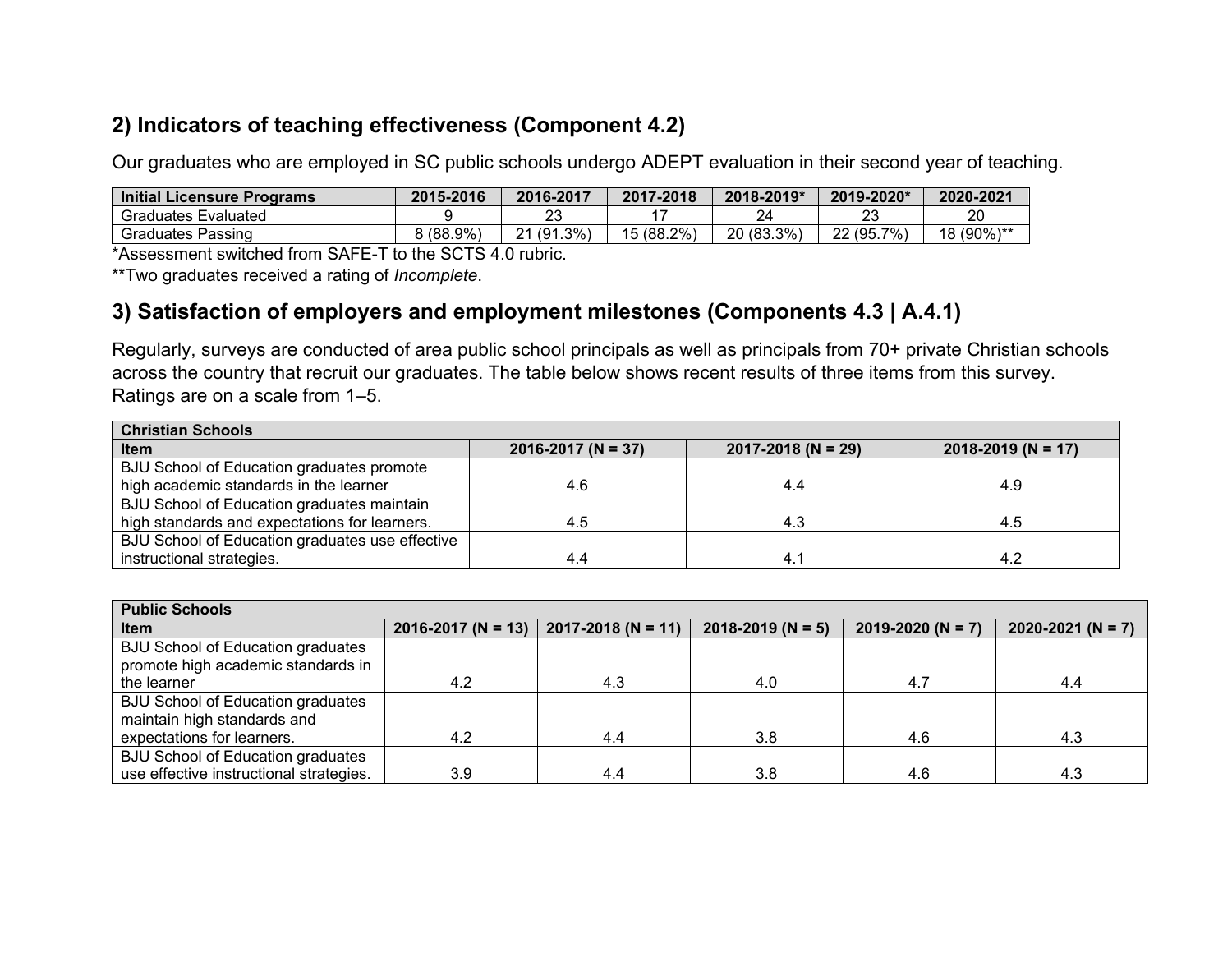## 2) Indicators of teaching effectiveness (Component 4.2)

Our graduates who are employed in SC public schools undergo ADEPT evaluation in their second year of teaching.

| Initial Licensure Programs | 2015-2016 | 2016-2017 | 2017-2018 | 2018-2019* | 2019-2020* | 2020-2021 |
|---|---|---|---|---|---|---|
| Graduates Evaluated | 9 | 23 | 17 | 24 | 23 | 20 |
| Graduates Passing | 8 (88.9%) | 21 (91.3%) | 15 (88.2%) | 20 (83.3%) | 22 (95.7%) | 18 (90%)** |

*Assessment switched from SAFE-T to the SCTS 4.0 rubric.

**Two graduates received a rating of *Incomplete*.

## 3) Satisfaction of employers and employment milestones (Components 4.3 | A.4.1)

Regularly, surveys are conducted of area public school principals as well as principals from 70+ private Christian schools across the country that recruit our graduates. The table below shows recent results of three items from this survey. Ratings are on a scale from 1–5.

| Christian Schools | | | |
|---|---|---|---|
| **Item** | **2016-2017 (N = 37)** | **2017-2018 (N = 29)** | **2018-2019 (N = 17)** |
| BJU School of Education graduates promote high academic standards in the learner | 4.6 | 4.4 | 4.9 |
| BJU School of Education graduates maintain high standards and expectations for learners. | 4.5 | 4.3 | 4.5 |
| BJU School of Education graduates use effective instructional strategies. | 4.4 | 4.1 | 4.2 |

| Public Schools | | | | | |
|---|---|---|---|---|---|
| **Item** | **2016-2017 (N = 13)** | **2017-2018 (N = 11)** | **2018-2019 (N = 5)** | **2019-2020 (N = 7)** | **2020-2021 (N = 7)** |
| BJU School of Education graduates promote high academic standards in the learner | 4.2 | 4.3 | 4.0 | 4.7 | 4.4 |
| BJU School of Education graduates maintain high standards and expectations for learners. | 4.2 | 4.4 | 3.8 | 4.6 | 4.3 |
| BJU School of Education graduates use effective instructional strategies. | 3.9 | 4.4 | 3.8 | 4.6 | 4.3 |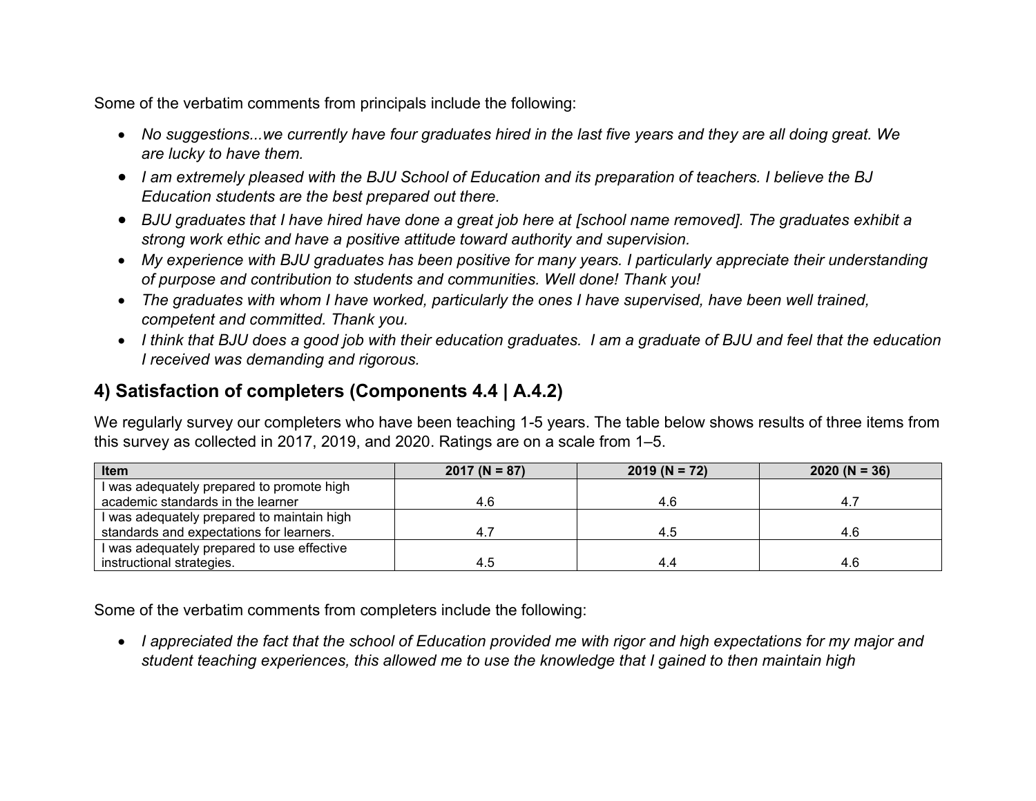Some of the verbatim comments from principals include the following:

- *No suggestions...we currently have four graduates hired in the last five years and they are all doing great. We are lucky to have them.*
- *I am extremely pleased with the BJU School of Education and its preparation of teachers. I believe the BJ Education students are the best prepared out there.*
- *BJU graduates that I have hired have done a great job here at [school name removed]. The graduates exhibit a strong work ethic and have a positive attitude toward authority and supervision.*
- *My experience with BJU graduates has been positive for many years. I particularly appreciate their understanding of purpose and contribution to students and communities. Well done! Thank you!*
- *The graduates with whom I have worked, particularly the ones I have supervised, have been well trained, competent and committed. Thank you.*
- *I think that BJU does a good job with their education graduates. I am a graduate of BJU and feel that the education I received was demanding and rigorous.*

## 4) Satisfaction of completers (Components 4.4 | A.4.2)

We regularly survey our completers who have been teaching 1-5 years. The table below shows results of three items from this survey as collected in 2017, 2019, and 2020. Ratings are on a scale from 1–5.

| Item | 2017 (N = 87) | 2019 (N = 72) | 2020 (N = 36) |
|---|---|---|---|
| I was adequately prepared to promote high academic standards in the learner | 4.6 | 4.6 | 4.7 |
| I was adequately prepared to maintain high standards and expectations for learners. | 4.7 | 4.5 | 4.6 |
| I was adequately prepared to use effective instructional strategies. | 4.5 | 4.4 | 4.6 |

Some of the verbatim comments from completers include the following:

- *I appreciated the fact that the school of Education provided me with rigor and high expectations for my major and student teaching experiences, this allowed me to use the knowledge that I gained to then maintain high*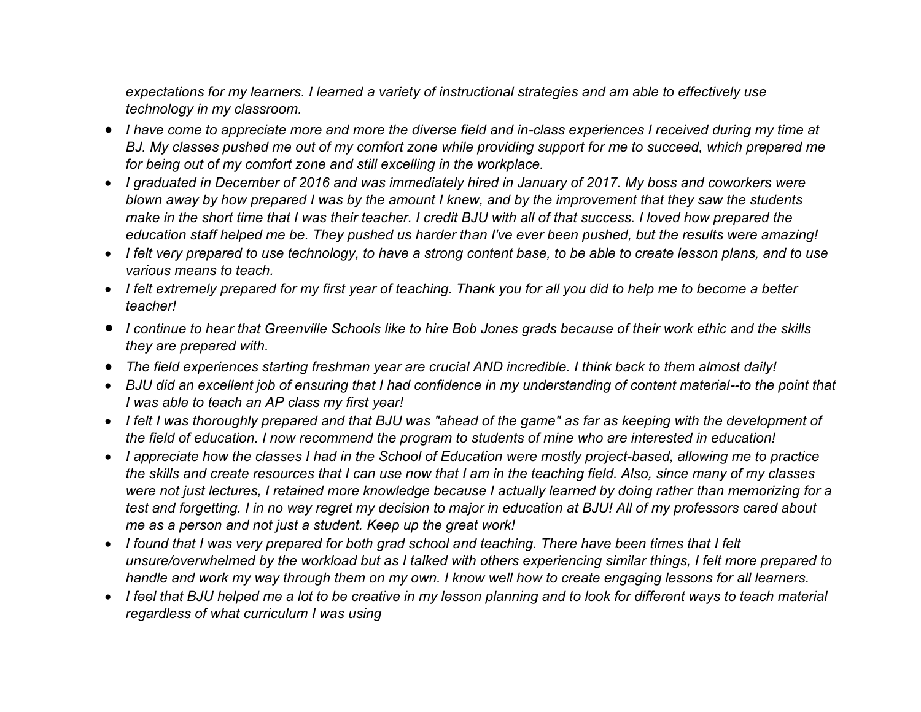*expectations for my learners. I learned a variety of instructional strategies and am able to effectively use technology in my classroom.*

- *I have come to appreciate more and more the diverse field and in-class experiences I received during my time at BJ. My classes pushed me out of my comfort zone while providing support for me to succeed, which prepared me for being out of my comfort zone and still excelling in the workplace.*
- *I graduated in December of 2016 and was immediately hired in January of 2017. My boss and coworkers were blown away by how prepared I was by the amount I knew, and by the improvement that they saw the students make in the short time that I was their teacher. I credit BJU with all of that success. I loved how prepared the education staff helped me be. They pushed us harder than I've ever been pushed, but the results were amazing!*
- *I felt very prepared to use technology, to have a strong content base, to be able to create lesson plans, and to use various means to teach.*
- *I felt extremely prepared for my first year of teaching. Thank you for all you did to help me to become a better teacher!*
- *I continue to hear that Greenville Schools like to hire Bob Jones grads because of their work ethic and the skills they are prepared with.*
- *The field experiences starting freshman year are crucial AND incredible. I think back to them almost daily!*
- *BJU did an excellent job of ensuring that I had confidence in my understanding of content material--to the point that I was able to teach an AP class my first year!*
- *I felt I was thoroughly prepared and that BJU was "ahead of the game" as far as keeping with the development of the field of education. I now recommend the program to students of mine who are interested in education!*
- *I appreciate how the classes I had in the School of Education were mostly project-based, allowing me to practice the skills and create resources that I can use now that I am in the teaching field. Also, since many of my classes were not just lectures, I retained more knowledge because I actually learned by doing rather than memorizing for a test and forgetting. I in no way regret my decision to major in education at BJU! All of my professors cared about me as a person and not just a student. Keep up the great work!*
- *I found that I was very prepared for both grad school and teaching. There have been times that I felt unsure/overwhelmed by the workload but as I talked with others experiencing similar things, I felt more prepared to handle and work my way through them on my own. I know well how to create engaging lessons for all learners.*
- *I feel that BJU helped me a lot to be creative in my lesson planning and to look for different ways to teach material regardless of what curriculum I was using*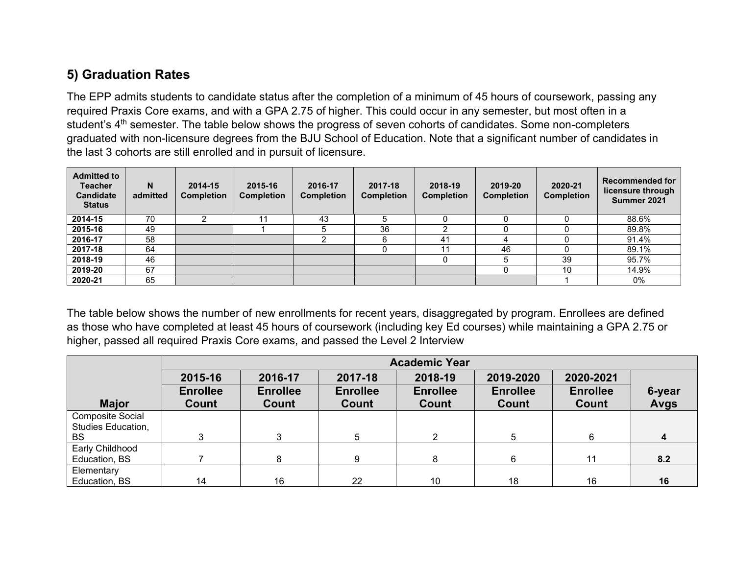## 5) Graduation Rates

The EPP admits students to candidate status after the completion of a minimum of 45 hours of coursework, passing any required Praxis Core exams, and with a GPA 2.75 of higher. This could occur in any semester, but most often in a student's 4th semester. The table below shows the progress of seven cohorts of candidates. Some non-completers graduated with non-licensure degrees from the BJU School of Education. Note that a significant number of candidates in the last 3 cohorts are still enrolled and in pursuit of licensure.

| Admitted to Teacher Candidate Status | N admitted | 2014-15 Completion | 2015-16 Completion | 2016-17 Completion | 2017-18 Completion | 2018-19 Completion | 2019-20 Completion | 2020-21 Completion | Recommended for licensure through Summer 2021 |
|---|---|---|---|---|---|---|---|---|---|
| **2014-15** | 70 | 2 | 11 | 43 | 5 | 0 | 0 | 0 | 88.6% |
| **2015-16** | 49 | | 1 | 5 | 36 | 2 | 0 | 0 | 89.8% |
| **2016-17** | 58 | | | 2 | 6 | 41 | 4 | 0 | 91.4% |
| **2017-18** | 64 | | | | 0 | 11 | 46 | 0 | 89.1% |
| **2018-19** | 46 | | | | | 0 | 5 | 39 | 95.7% |
| **2019-20** | 67 | | | | | | 0 | 10 | 14.9% |
| **2020-21** | 65 | | | | | | | 1 | 0% |

The table below shows the number of new enrollments for recent years, disaggregated by program. Enrollees are defined as those who have completed at least 45 hours of coursework (including key Ed courses) while maintaining a GPA 2.75 or higher, passed all required Praxis Core exams, and passed the Level 2 Interview

| | Academic Year | | | | | | |
|---|---|---|---|---|---|---|---|
| **Major** | **2015-16 Enrollee Count** | **2016-17 Enrollee Count** | **2017-18 Enrollee Count** | **2018-19 Enrollee Count** | **2019-2020 Enrollee Count** | **2020-2021 Enrollee Count** | **6-year Avgs** |
| Composite Social Studies Education, BS | 3 | 3 | 5 | 2 | 5 | 6 | **4** |
| Early Childhood Education, BS | 7 | 8 | 9 | 8 | 6 | 11 | **8.2** |
| Elementary Education, BS | 14 | 16 | 22 | 10 | 18 | 16 | **16** |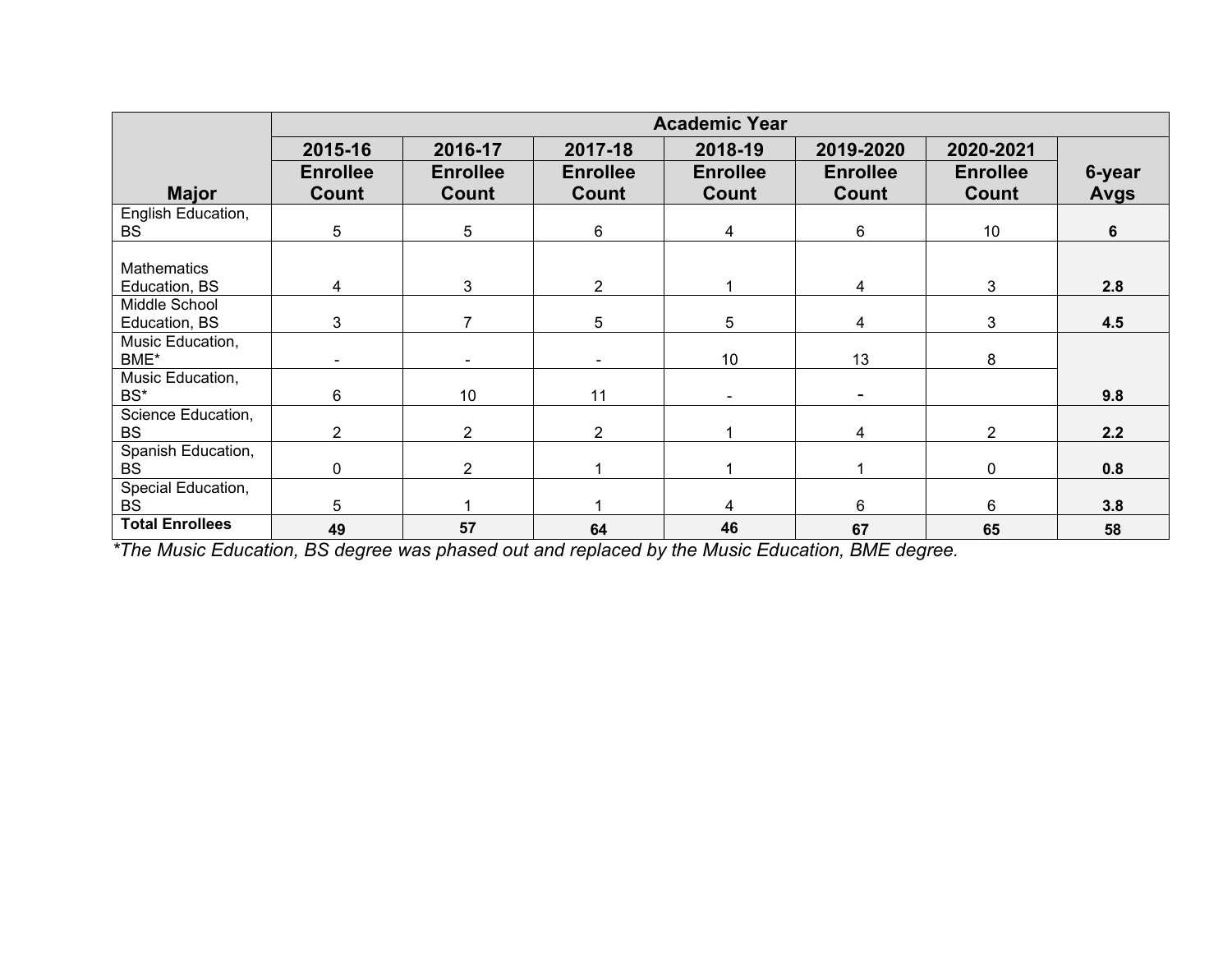| Major | Academic Year | | | | | | |
|---|---|---|---|---|---|---|---|
| | 2015-16 Enrollee Count | 2016-17 Enrollee Count | 2017-18 Enrollee Count | 2018-19 Enrollee Count | 2019-2020 Enrollee Count | 2020-2021 Enrollee Count | 6-year Avgs |
| English Education, BS | 5 | 5 | 6 | 4 | 6 | 10 | **6** |
| Mathematics Education, BS | 4 | 3 | 2 | 1 | 4 | 3 | **2.8** |
| Middle School Education, BS | 3 | 7 | 5 | 5 | 4 | 3 | **4.5** |
| Music Education, BME* | - | - | - | 10 | 13 | 8 | |
| Music Education, BS* | 6 | 10 | 11 | - | - | | **9.8** |
| Science Education, BS | 2 | 2 | 2 | 1 | 4 | 2 | **2.2** |
| Spanish Education, BS | 0 | 2 | 1 | 1 | 1 | 0 | **0.8** |
| Special Education, BS | 5 | 1 | 1 | 4 | 6 | 6 | **3.8** |
| **Total Enrollees** | **49** | **57** | **64** | **46** | **67** | **65** | **58** |

*\*The Music Education, BS degree was phased out and replaced by the Music Education, BME degree.*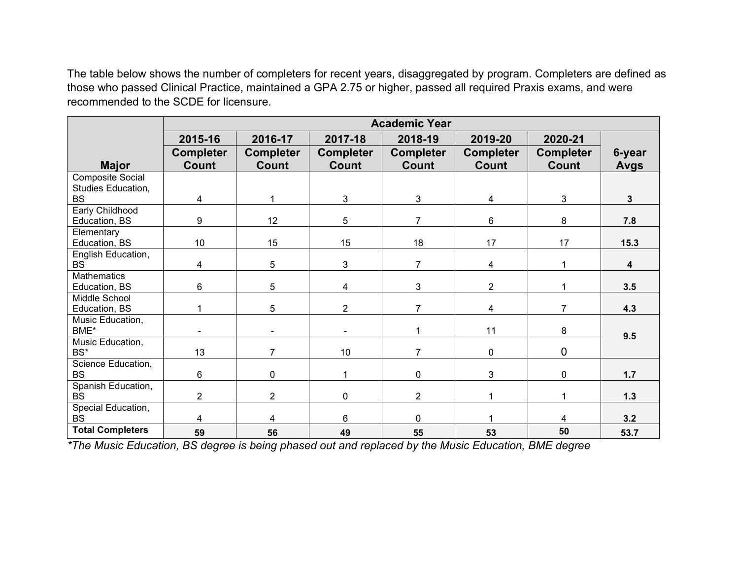The table below shows the number of completers for recent years, disaggregated by program. Completers are defined as those who passed Clinical Practice, maintained a GPA 2.75 or higher, passed all required Praxis exams, and were recommended to the SCDE for licensure.

| | Academic Year | | | | | | |
|---|---|---|---|---|---|---|---|
| | 2015-16 | 2016-17 | 2017-18 | 2018-19 | 2019-20 | 2020-21 | |
| **Major** | **Completer Count** | **Completer Count** | **Completer Count** | **Completer Count** | **Completer Count** | **Completer Count** | **6-year Avgs** |
| Composite Social Studies Education, BS | 4 | 1 | 3 | 3 | 4 | 3 | **3** |
| Early Childhood Education, BS | 9 | 12 | 5 | 7 | 6 | 8 | **7.8** |
| Elementary Education, BS | 10 | 15 | 15 | 18 | 17 | 17 | **15.3** |
| English Education, BS | 4 | 5 | 3 | 7 | 4 | 1 | **4** |
| Mathematics Education, BS | 6 | 5 | 4 | 3 | 2 | 1 | **3.5** |
| Middle School Education, BS | 1 | 5 | 2 | 7 | 4 | 7 | **4.3** |
| Music Education, BME* | - | - | - | 1 | 11 | 8 | **9.5** |
| Music Education, BS* | 13 | 7 | 10 | 7 | 0 | 0 | |
| Science Education, BS | 6 | 0 | 1 | 0 | 3 | 0 | **1.7** |
| Spanish Education, BS | 2 | 2 | 0 | 2 | 1 | 1 | **1.3** |
| Special Education, BS | 4 | 4 | 6 | 0 | 1 | 4 | **3.2** |
| **Total Completers** | **59** | **56** | **49** | **55** | **53** | **50** | **53.7** |

*\*The Music Education, BS degree is being phased out and replaced by the Music Education, BME degree*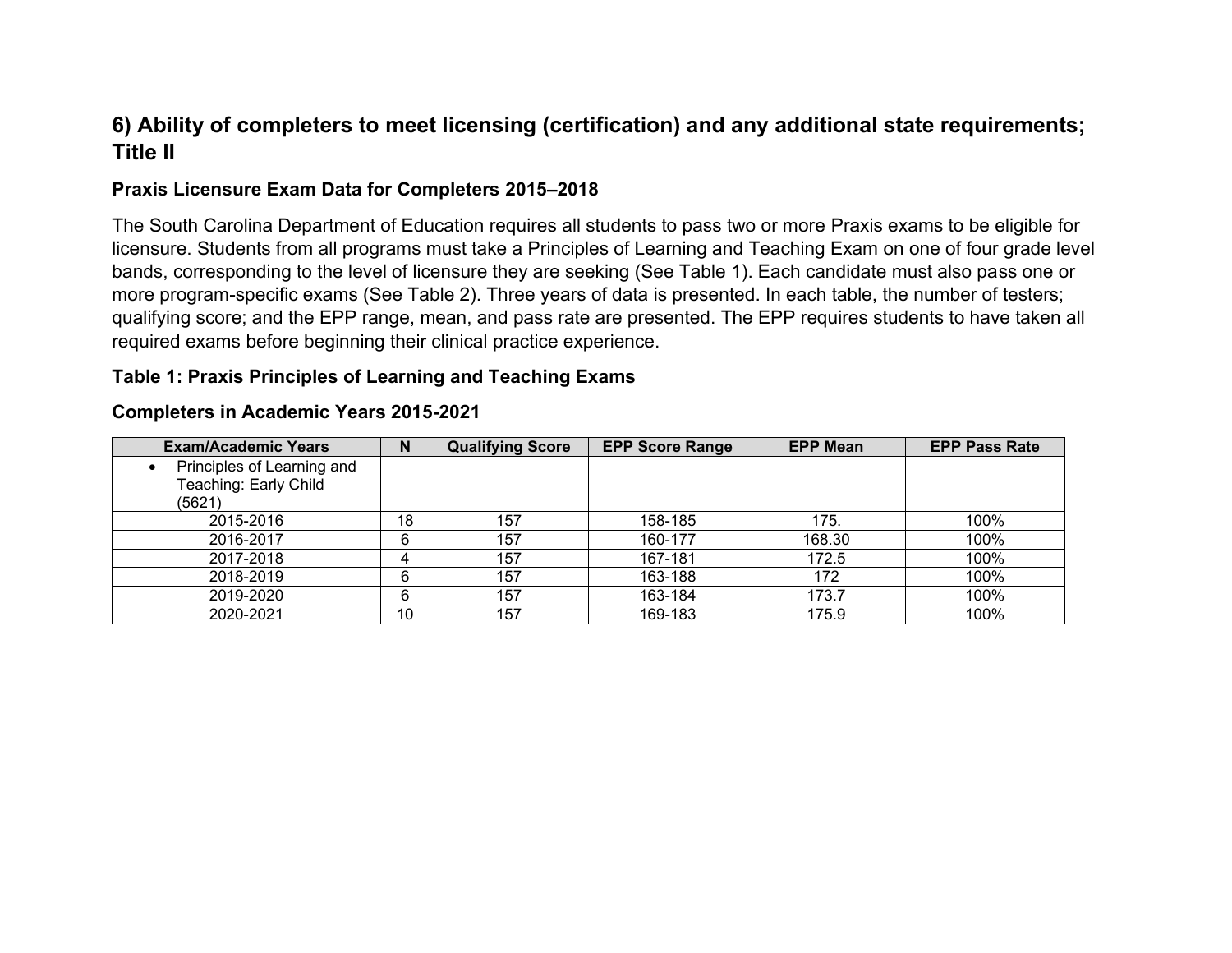## 6) Ability of completers to meet licensing (certification) and any additional state requirements; Title II

### Praxis Licensure Exam Data for Completers 2015–2018

The South Carolina Department of Education requires all students to pass two or more Praxis exams to be eligible for licensure. Students from all programs must take a Principles of Learning and Teaching Exam on one of four grade level bands, corresponding to the level of licensure they are seeking (See Table 1). Each candidate must also pass one or more program-specific exams (See Table 2). Three years of data is presented. In each table, the number of testers; qualifying score; and the EPP range, mean, and pass rate are presented. The EPP requires students to have taken all required exams before beginning their clinical practice experience.

### Table 1: Praxis Principles of Learning and Teaching Exams

### Completers in Academic Years 2015-2021

| Exam/Academic Years | N | Qualifying Score | EPP Score Range | EPP Mean | EPP Pass Rate |
|---|---|---|---|---|---|
| • Principles of Learning and Teaching: Early Child (5621) | | | | | |
| 2015-2016 | 18 | 157 | 158-185 | 175. | 100% |
| 2016-2017 | 6 | 157 | 160-177 | 168.30 | 100% |
| 2017-2018 | 4 | 157 | 167-181 | 172.5 | 100% |
| 2018-2019 | 6 | 157 | 163-188 | 172 | 100% |
| 2019-2020 | 6 | 157 | 163-184 | 173.7 | 100% |
| 2020-2021 | 10 | 157 | 169-183 | 175.9 | 100% |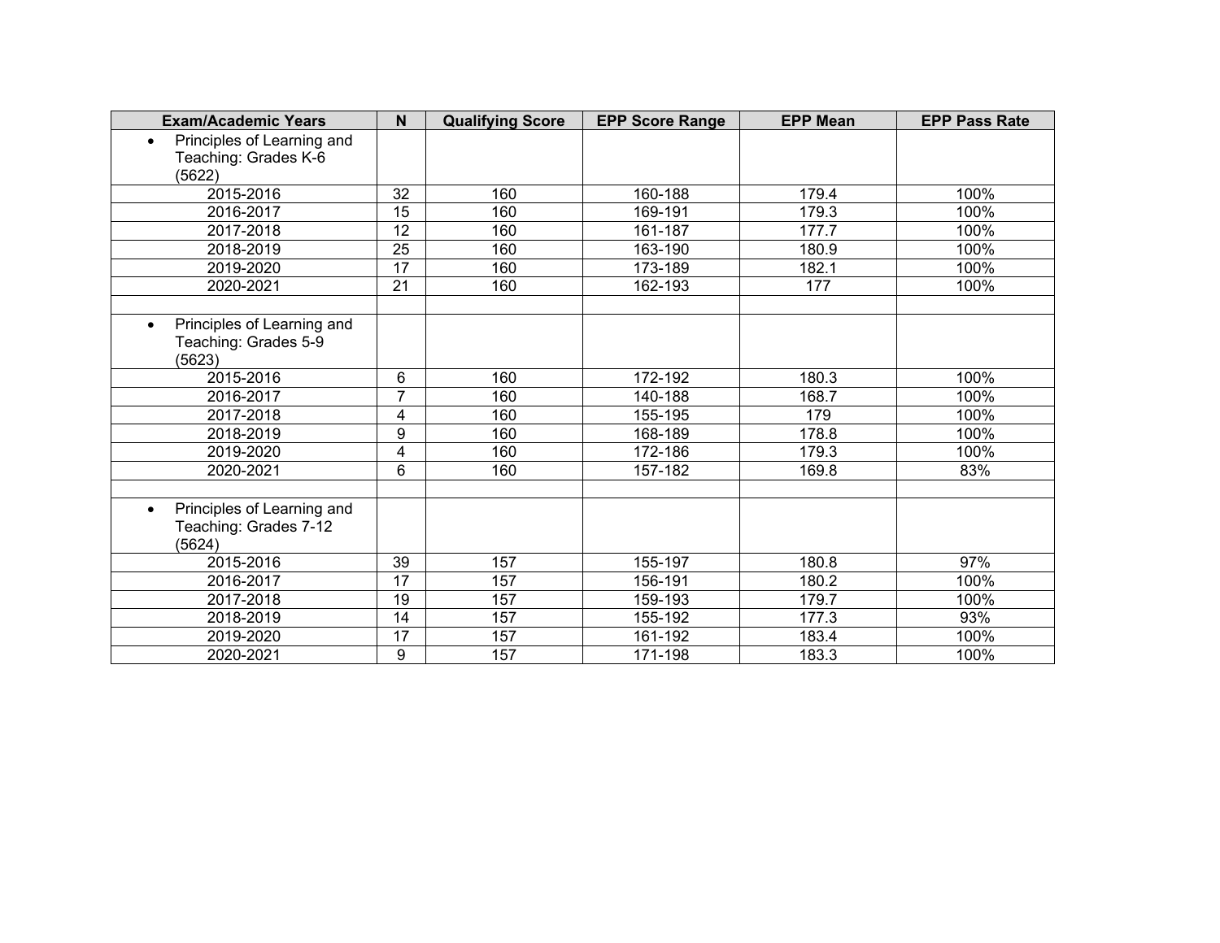| Exam/Academic Years | N | Qualifying Score | EPP Score Range | EPP Mean | EPP Pass Rate |
|---|---|---|---|---|---|
| • Principles of Learning and Teaching: Grades K-6 (5622) | | | | | |
| 2015-2016 | 32 | 160 | 160-188 | 179.4 | 100% |
| 2016-2017 | 15 | 160 | 169-191 | 179.3 | 100% |
| 2017-2018 | 12 | 160 | 161-187 | 177.7 | 100% |
| 2018-2019 | 25 | 160 | 163-190 | 180.9 | 100% |
| 2019-2020 | 17 | 160 | 173-189 | 182.1 | 100% |
| 2020-2021 | 21 | 160 | 162-193 | 177 | 100% |
| | | | | | |
| • Principles of Learning and Teaching: Grades 5-9 (5623) | | | | | |
| 2015-2016 | 6 | 160 | 172-192 | 180.3 | 100% |
| 2016-2017 | 7 | 160 | 140-188 | 168.7 | 100% |
| 2017-2018 | 4 | 160 | 155-195 | 179 | 100% |
| 2018-2019 | 9 | 160 | 168-189 | 178.8 | 100% |
| 2019-2020 | 4 | 160 | 172-186 | 179.3 | 100% |
| 2020-2021 | 6 | 160 | 157-182 | 169.8 | 83% |
| | | | | | |
| • Principles of Learning and Teaching: Grades 7-12 (5624) | | | | | |
| 2015-2016 | 39 | 157 | 155-197 | 180.8 | 97% |
| 2016-2017 | 17 | 157 | 156-191 | 180.2 | 100% |
| 2017-2018 | 19 | 157 | 159-193 | 179.7 | 100% |
| 2018-2019 | 14 | 157 | 155-192 | 177.3 | 93% |
| 2019-2020 | 17 | 157 | 161-192 | 183.4 | 100% |
| 2020-2021 | 9 | 157 | 171-198 | 183.3 | 100% |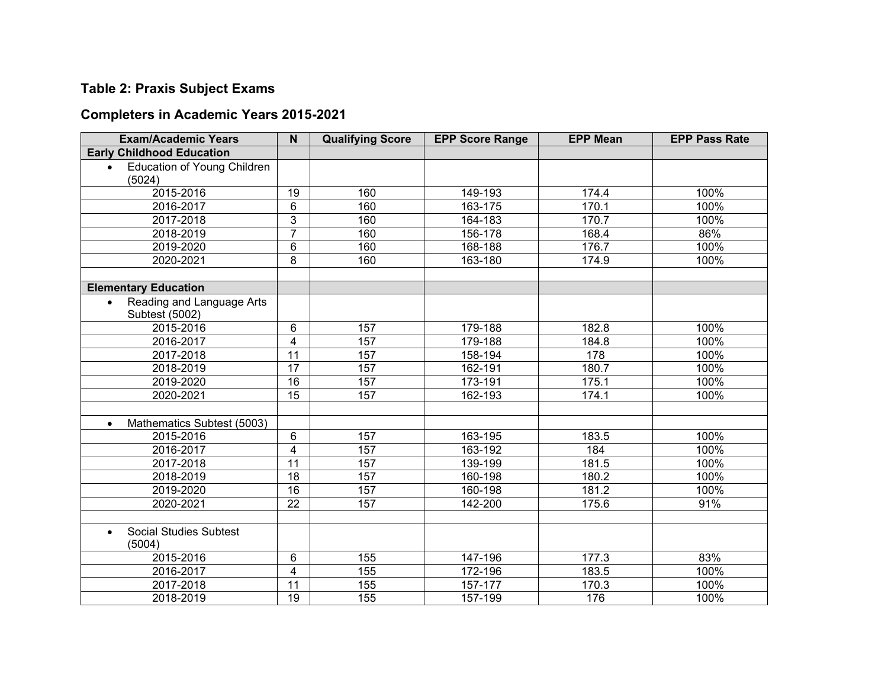### Table 2: Praxis Subject Exams

### Completers in Academic Years 2015-2021

| Exam/Academic Years | N | Qualifying Score | EPP Score Range | EPP Mean | EPP Pass Rate |
|---|---|---|---|---|---|
| **Early Childhood Education** | | | | | |
| • Education of Young Children (5024) | | | | | |
| 2015-2016 | 19 | 160 | 149-193 | 174.4 | 100% |
| 2016-2017 | 6 | 160 | 163-175 | 170.1 | 100% |
| 2017-2018 | 3 | 160 | 164-183 | 170.7 | 100% |
| 2018-2019 | 7 | 160 | 156-178 | 168.4 | 86% |
| 2019-2020 | 6 | 160 | 168-188 | 176.7 | 100% |
| 2020-2021 | 8 | 160 | 163-180 | 174.9 | 100% |
| | | | | | |
| **Elementary Education** | | | | | |
| • Reading and Language Arts Subtest (5002) | | | | | |
| 2015-2016 | 6 | 157 | 179-188 | 182.8 | 100% |
| 2016-2017 | 4 | 157 | 179-188 | 184.8 | 100% |
| 2017-2018 | 11 | 157 | 158-194 | 178 | 100% |
| 2018-2019 | 17 | 157 | 162-191 | 180.7 | 100% |
| 2019-2020 | 16 | 157 | 173-191 | 175.1 | 100% |
| 2020-2021 | 15 | 157 | 162-193 | 174.1 | 100% |
| | | | | | |
| • Mathematics Subtest (5003) | | | | | |
| 2015-2016 | 6 | 157 | 163-195 | 183.5 | 100% |
| 2016-2017 | 4 | 157 | 163-192 | 184 | 100% |
| 2017-2018 | 11 | 157 | 139-199 | 181.5 | 100% |
| 2018-2019 | 18 | 157 | 160-198 | 180.2 | 100% |
| 2019-2020 | 16 | 157 | 160-198 | 181.2 | 100% |
| 2020-2021 | 22 | 157 | 142-200 | 175.6 | 91% |
| | | | | | |
| • Social Studies Subtest (5004) | | | | | |
| 2015-2016 | 6 | 155 | 147-196 | 177.3 | 83% |
| 2016-2017 | 4 | 155 | 172-196 | 183.5 | 100% |
| 2017-2018 | 11 | 155 | 157-177 | 170.3 | 100% |
| 2018-2019 | 19 | 155 | 157-199 | 176 | 100% |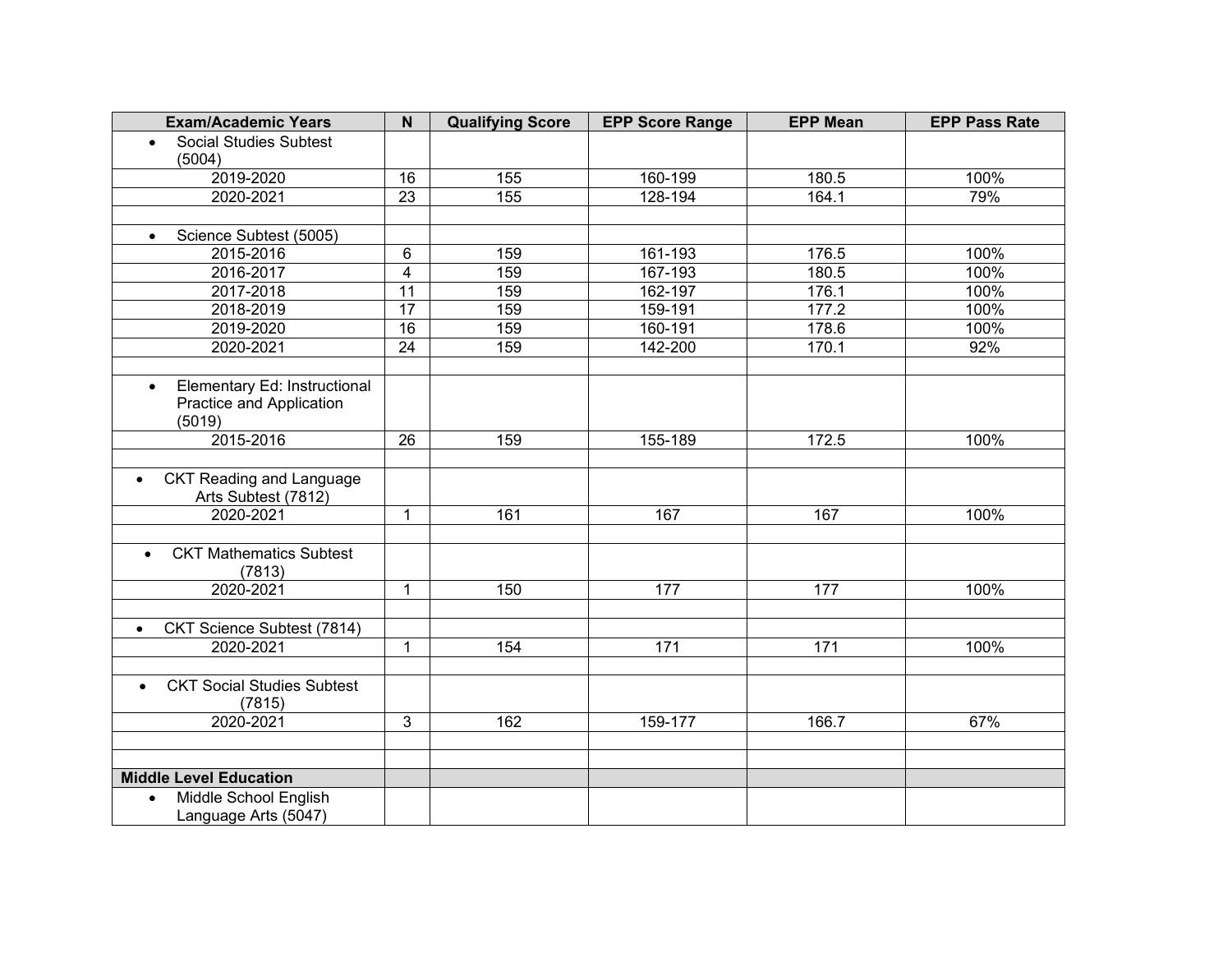| Exam/Academic Years | N | Qualifying Score | EPP Score Range | EPP Mean | EPP Pass Rate |
|---|---|---|---|---|---|
| • Social Studies Subtest (5004) | | | | | |
| 2019-2020 | 16 | 155 | 160-199 | 180.5 | 100% |
| 2020-2021 | 23 | 155 | 128-194 | 164.1 | 79% |
| | | | | | |
| • Science Subtest (5005) | | | | | |
| 2015-2016 | 6 | 159 | 161-193 | 176.5 | 100% |
| 2016-2017 | 4 | 159 | 167-193 | 180.5 | 100% |
| 2017-2018 | 11 | 159 | 162-197 | 176.1 | 100% |
| 2018-2019 | 17 | 159 | 159-191 | 177.2 | 100% |
| 2019-2020 | 16 | 159 | 160-191 | 178.6 | 100% |
| 2020-2021 | 24 | 159 | 142-200 | 170.1 | 92% |
| | | | | | |
| • Elementary Ed: Instructional Practice and Application (5019) | | | | | |
| 2015-2016 | 26 | 159 | 155-189 | 172.5 | 100% |
| | | | | | |
| • CKT Reading and Language Arts Subtest (7812) | | | | | |
| 2020-2021 | 1 | 161 | 167 | 167 | 100% |
| | | | | | |
| • CKT Mathematics Subtest (7813) | | | | | |
| 2020-2021 | 1 | 150 | 177 | 177 | 100% |
| | | | | | |
| • CKT Science Subtest (7814) | | | | | |
| 2020-2021 | 1 | 154 | 171 | 171 | 100% |
| | | | | | |
| • CKT Social Studies Subtest (7815) | | | | | |
| 2020-2021 | 3 | 162 | 159-177 | 166.7 | 67% |
| | | | | | |
| | | | | | |
| **Middle Level Education** | | | | | |
| • Middle School English Language Arts (5047) | | | | | |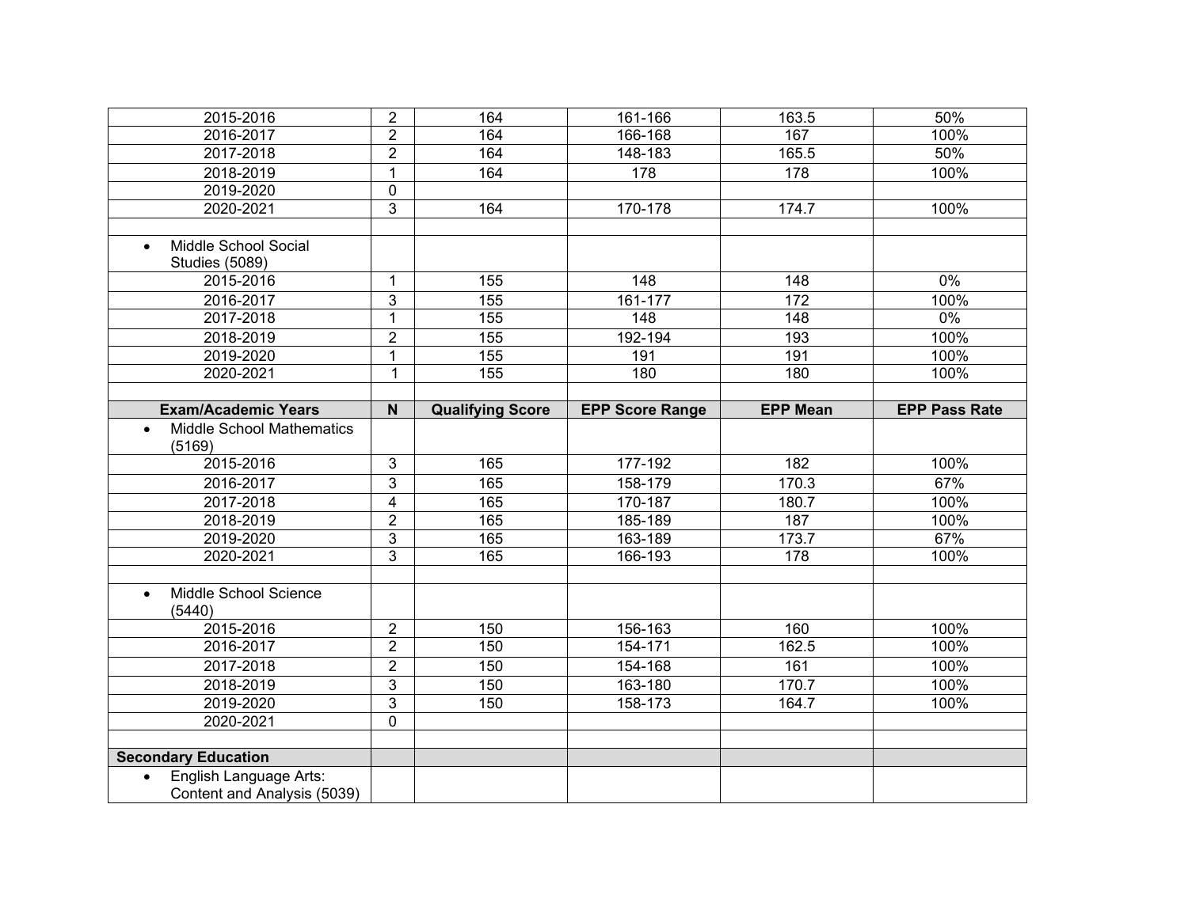| 2015-2016 | 2 | 164 | 161-166 | 163.5 | 50% |
|---|---|---|---|---|---|
| 2016-2017 | 2 | 164 | 166-168 | 167 | 100% |
| 2017-2018 | 2 | 164 | 148-183 | 165.5 | 50% |
| 2018-2019 | 1 | 164 | 178 | 178 | 100% |
| 2019-2020 | 0 | | | | |
| 2020-2021 | 3 | 164 | 170-178 | 174.7 | 100% |
| | | | | | |
| • Middle School Social Studies (5089) | | | | | |
| 2015-2016 | 1 | 155 | 148 | 148 | 0% |
| 2016-2017 | 3 | 155 | 161-177 | 172 | 100% |
| 2017-2018 | 1 | 155 | 148 | 148 | 0% |
| 2018-2019 | 2 | 155 | 192-194 | 193 | 100% |
| 2019-2020 | 1 | 155 | 191 | 191 | 100% |
| 2020-2021 | 1 | 155 | 180 | 180 | 100% |
| | | | | | |
| **Exam/Academic Years** | **N** | **Qualifying Score** | **EPP Score Range** | **EPP Mean** | **EPP Pass Rate** |
| • Middle School Mathematics (5169) | | | | | |
| 2015-2016 | 3 | 165 | 177-192 | 182 | 100% |
| 2016-2017 | 3 | 165 | 158-179 | 170.3 | 67% |
| 2017-2018 | 4 | 165 | 170-187 | 180.7 | 100% |
| 2018-2019 | 2 | 165 | 185-189 | 187 | 100% |
| 2019-2020 | 3 | 165 | 163-189 | 173.7 | 67% |
| 2020-2021 | 3 | 165 | 166-193 | 178 | 100% |
| | | | | | |
| • Middle School Science (5440) | | | | | |
| 2015-2016 | 2 | 150 | 156-163 | 160 | 100% |
| 2016-2017 | 2 | 150 | 154-171 | 162.5 | 100% |
| 2017-2018 | 2 | 150 | 154-168 | 161 | 100% |
| 2018-2019 | 3 | 150 | 163-180 | 170.7 | 100% |
| 2019-2020 | 3 | 150 | 158-173 | 164.7 | 100% |
| 2020-2021 | 0 | | | | |
| | | | | | |
| **Secondary Education** | | | | | |
| • English Language Arts: Content and Analysis (5039) | | | | | |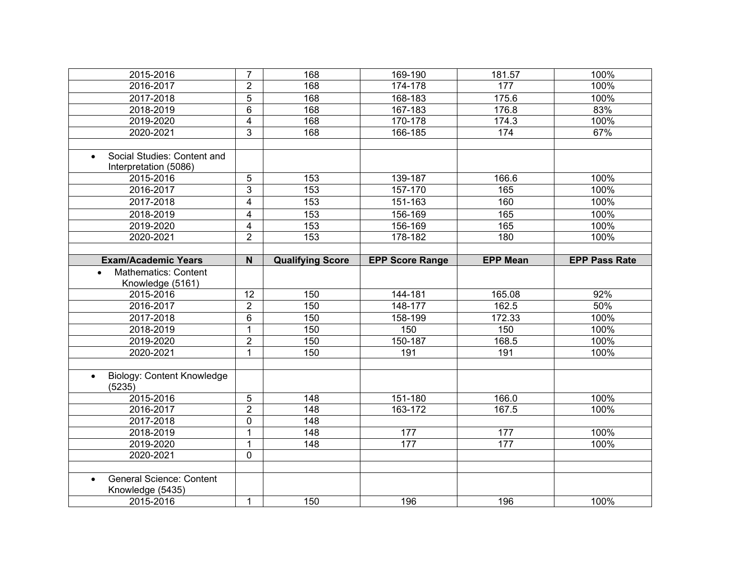| Exam/Academic Years | N | Qualifying Score | EPP Score Range | EPP Mean | EPP Pass Rate |
|---|---|---|---|---|---|
| 2015-2016 | 7 | 168 | 169-190 | 181.57 | 100% |
| 2016-2017 | 2 | 168 | 174-178 | 177 | 100% |
| 2017-2018 | 5 | 168 | 168-183 | 175.6 | 100% |
| 2018-2019 | 6 | 168 | 167-183 | 176.8 | 83% |
| 2019-2020 | 4 | 168 | 170-178 | 174.3 | 100% |
| 2020-2021 | 3 | 168 | 166-185 | 174 | 67% |
| | | | | | |
| • Social Studies: Content and Interpretation (5086) | | | | | |
| 2015-2016 | 5 | 153 | 139-187 | 166.6 | 100% |
| 2016-2017 | 3 | 153 | 157-170 | 165 | 100% |
| 2017-2018 | 4 | 153 | 151-163 | 160 | 100% |
| 2018-2019 | 4 | 153 | 156-169 | 165 | 100% |
| 2019-2020 | 4 | 153 | 156-169 | 165 | 100% |
| 2020-2021 | 2 | 153 | 178-182 | 180 | 100% |
| | | | | | |
| **Exam/Academic Years** | **N** | **Qualifying Score** | **EPP Score Range** | **EPP Mean** | **EPP Pass Rate** |
| • Mathematics: Content Knowledge (5161) | | | | | |
| 2015-2016 | 12 | 150 | 144-181 | 165.08 | 92% |
| 2016-2017 | 2 | 150 | 148-177 | 162.5 | 50% |
| 2017-2018 | 6 | 150 | 158-199 | 172.33 | 100% |
| 2018-2019 | 1 | 150 | 150 | 150 | 100% |
| 2019-2020 | 2 | 150 | 150-187 | 168.5 | 100% |
| 2020-2021 | 1 | 150 | 191 | 191 | 100% |
| | | | | | |
| • Biology: Content Knowledge (5235) | | | | | |
| 2015-2016 | 5 | 148 | 151-180 | 166.0 | 100% |
| 2016-2017 | 2 | 148 | 163-172 | 167.5 | 100% |
| 2017-2018 | 0 | 148 | | | |
| 2018-2019 | 1 | 148 | 177 | 177 | 100% |
| 2019-2020 | 1 | 148 | 177 | 177 | 100% |
| 2020-2021 | 0 | | | | |
| | | | | | |
| • General Science: Content Knowledge (5435) | | | | | |
| 2015-2016 | 1 | 150 | 196 | 196 | 100% |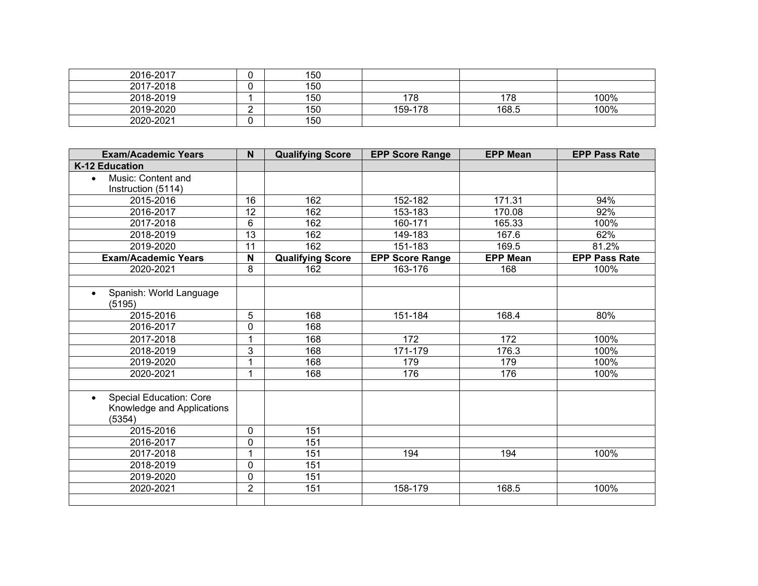| | | | | | |
|---|---|---|---|---|---|
| 2016-2017 | 0 | 150 | | | |
| 2017-2018 | 0 | 150 | | | |
| 2018-2019 | 1 | 150 | 178 | 178 | 100% |
| 2019-2020 | 2 | 150 | 159-178 | 168.5 | 100% |
| 2020-2021 | 0 | 150 | | | |

| Exam/Academic Years | N | Qualifying Score | EPP Score Range | EPP Mean | EPP Pass Rate |
|---|---|---|---|---|---|
| **K-12 Education** | | | | | |
| • Music: Content and Instruction (5114) | | | | | |
| 2015-2016 | 16 | 162 | 152-182 | 171.31 | 94% |
| 2016-2017 | 12 | 162 | 153-183 | 170.08 | 92% |
| 2017-2018 | 6 | 162 | 160-171 | 165.33 | 100% |
| 2018-2019 | 13 | 162 | 149-183 | 167.6 | 62% |
| 2019-2020 | 11 | 162 | 151-183 | 169.5 | 81.2% |
| **Exam/Academic Years** | **N** | **Qualifying Score** | **EPP Score Range** | **EPP Mean** | **EPP Pass Rate** |
| 2020-2021 | 8 | 162 | 163-176 | 168 | 100% |
| | | | | | |
| • Spanish: World Language (5195) | | | | | |
| 2015-2016 | 5 | 168 | 151-184 | 168.4 | 80% |
| 2016-2017 | 0 | 168 | | | |
| 2017-2018 | 1 | 168 | 172 | 172 | 100% |
| 2018-2019 | 3 | 168 | 171-179 | 176.3 | 100% |
| 2019-2020 | 1 | 168 | 179 | 179 | 100% |
| 2020-2021 | 1 | 168 | 176 | 176 | 100% |
| | | | | | |
| • Special Education: Core Knowledge and Applications (5354) | | | | | |
| 2015-2016 | 0 | 151 | | | |
| 2016-2017 | 0 | 151 | | | |
| 2017-2018 | 1 | 151 | 194 | 194 | 100% |
| 2018-2019 | 0 | 151 | | | |
| 2019-2020 | 0 | 151 | | | |
| 2020-2021 | 2 | 151 | 158-179 | 168.5 | 100% |
| | | | | | |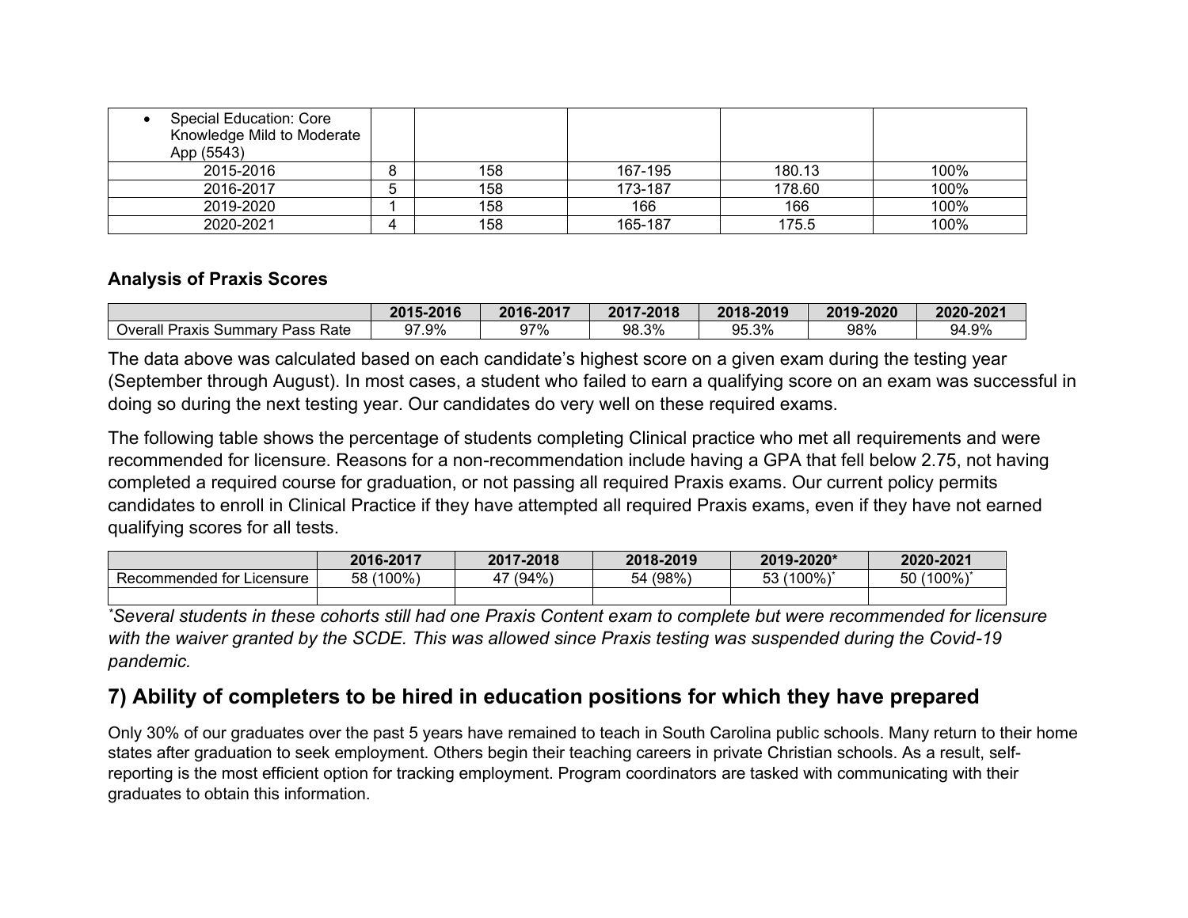| • Special Education: Core Knowledge Mild to Moderate App (5543) | | | | | |
|---|---|---|---|---|---|
| 2015-2016 | 8 | 158 | 167-195 | 180.13 | 100% |
| 2016-2017 | 5 | 158 | 173-187 | 178.60 | 100% |
| 2019-2020 | 1 | 158 | 166 | 166 | 100% |
| 2020-2021 | 4 | 158 | 165-187 | 175.5 | 100% |

### Analysis of Praxis Scores

| | 2015-2016 | 2016-2017 | 2017-2018 | 2018-2019 | 2019-2020 | 2020-2021 |
|---|---|---|---|---|---|---|
| Overall Praxis Summary Pass Rate | 97.9% | 97% | 98.3% | 95.3% | 98% | 94.9% |

The data above was calculated based on each candidate's highest score on a given exam during the testing year (September through August). In most cases, a student who failed to earn a qualifying score on an exam was successful in doing so during the next testing year. Our candidates do very well on these required exams.

The following table shows the percentage of students completing Clinical practice who met all requirements and were recommended for licensure. Reasons for a non-recommendation include having a GPA that fell below 2.75, not having completed a required course for graduation, or not passing all required Praxis exams. Our current policy permits candidates to enroll in Clinical Practice if they have attempted all required Praxis exams, even if they have not earned qualifying scores for all tests.

| | 2016-2017 | 2017-2018 | 2018-2019 | 2019-2020* | 2020-2021 |
|---|---|---|---|---|---|
| Recommended for Licensure | 58 (100%) | 47 (94%) | 54 (98%) | 53 (100%)* | 50 (100%)* |
| | | | | | |

*\*Several students in these cohorts still had one Praxis Content exam to complete but were recommended for licensure with the waiver granted by the SCDE. This was allowed since Praxis testing was suspended during the Covid-19 pandemic.*

## 7) Ability of completers to be hired in education positions for which they have prepared

Only 30% of our graduates over the past 5 years have remained to teach in South Carolina public schools. Many return to their home states after graduation to seek employment. Others begin their teaching careers in private Christian schools. As a result, self-reporting is the most efficient option for tracking employment. Program coordinators are tasked with communicating with their graduates to obtain this information.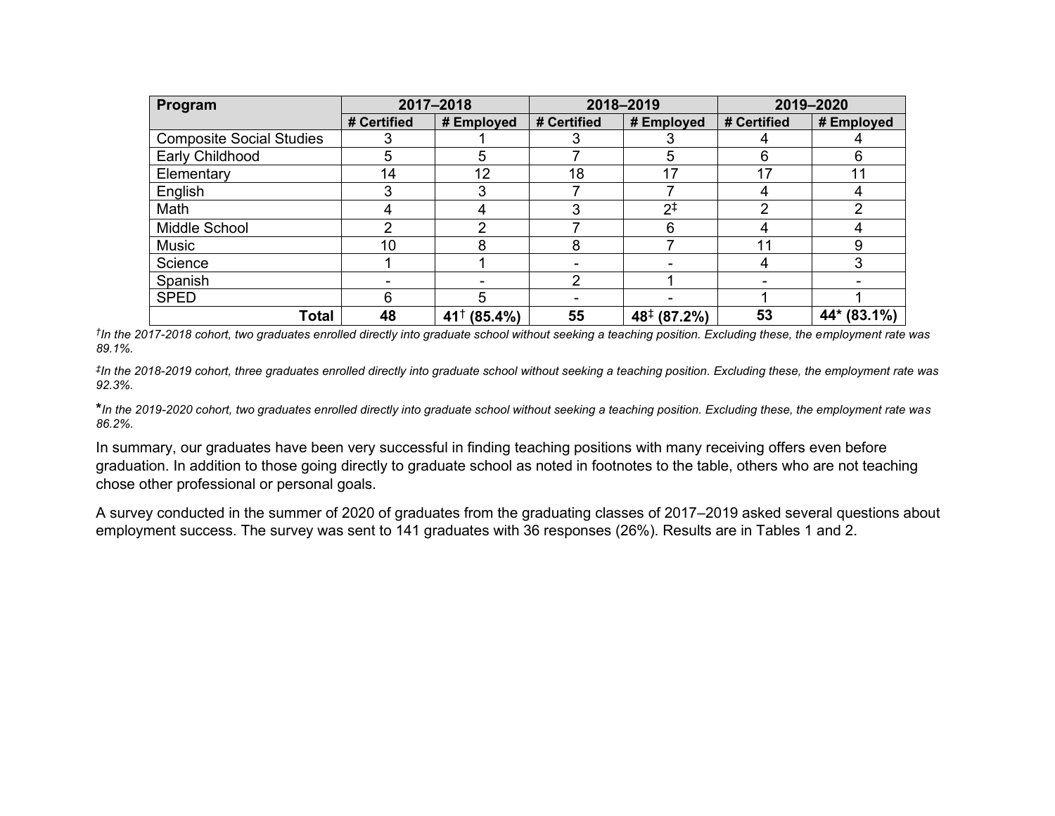| Program | 2017–2018 | | 2018–2019 | | 2019–2020 | |
|---|---|---|---|---|---|---|
| | # Certified | # Employed | # Certified | # Employed | # Certified | # Employed |
| Composite Social Studies | 3 | 1 | 3 | 3 | 4 | 4 |
| Early Childhood | 5 | 5 | 7 | 5 | 6 | 6 |
| Elementary | 14 | 12 | 18 | 17 | 17 | 11 |
| English | 3 | 3 | 7 | 7 | 4 | 4 |
| Math | 4 | 4 | 3 | 2‡ | 2 | 2 |
| Middle School | 2 | 2 | 7 | 6 | 4 | 4 |
| Music | 10 | 8 | 8 | 7 | 11 | 9 |
| Science | 1 | 1 | - | - | 4 | 3 |
| Spanish | - | - | 2 | 1 | - | - |
| SPED | 6 | 5 | - | - | 1 | 1 |
| **Total** | **48** | **41† (85.4%)** | **55** | **48‡ (87.2%)** | **53** | **44* (83.1%)** |

*†In the 2017-2018 cohort, two graduates enrolled directly into graduate school without seeking a teaching position. Excluding these, the employment rate was 89.1%.*

*‡In the 2018-2019 cohort, three graduates enrolled directly into graduate school without seeking a teaching position. Excluding these, the employment rate was 92.3%.*

*\*In the 2019-2020 cohort, two graduates enrolled directly into graduate school without seeking a teaching position. Excluding these, the employment rate was 86.2%.*

In summary, our graduates have been very successful in finding teaching positions with many receiving offers even before graduation. In addition to those going directly to graduate school as noted in footnotes to the table, others who are not teaching chose other professional or personal goals.

A survey conducted in the summer of 2020 of graduates from the graduating classes of 2017–2019 asked several questions about employment success. The survey was sent to 141 graduates with 36 responses (26%). Results are in Tables 1 and 2.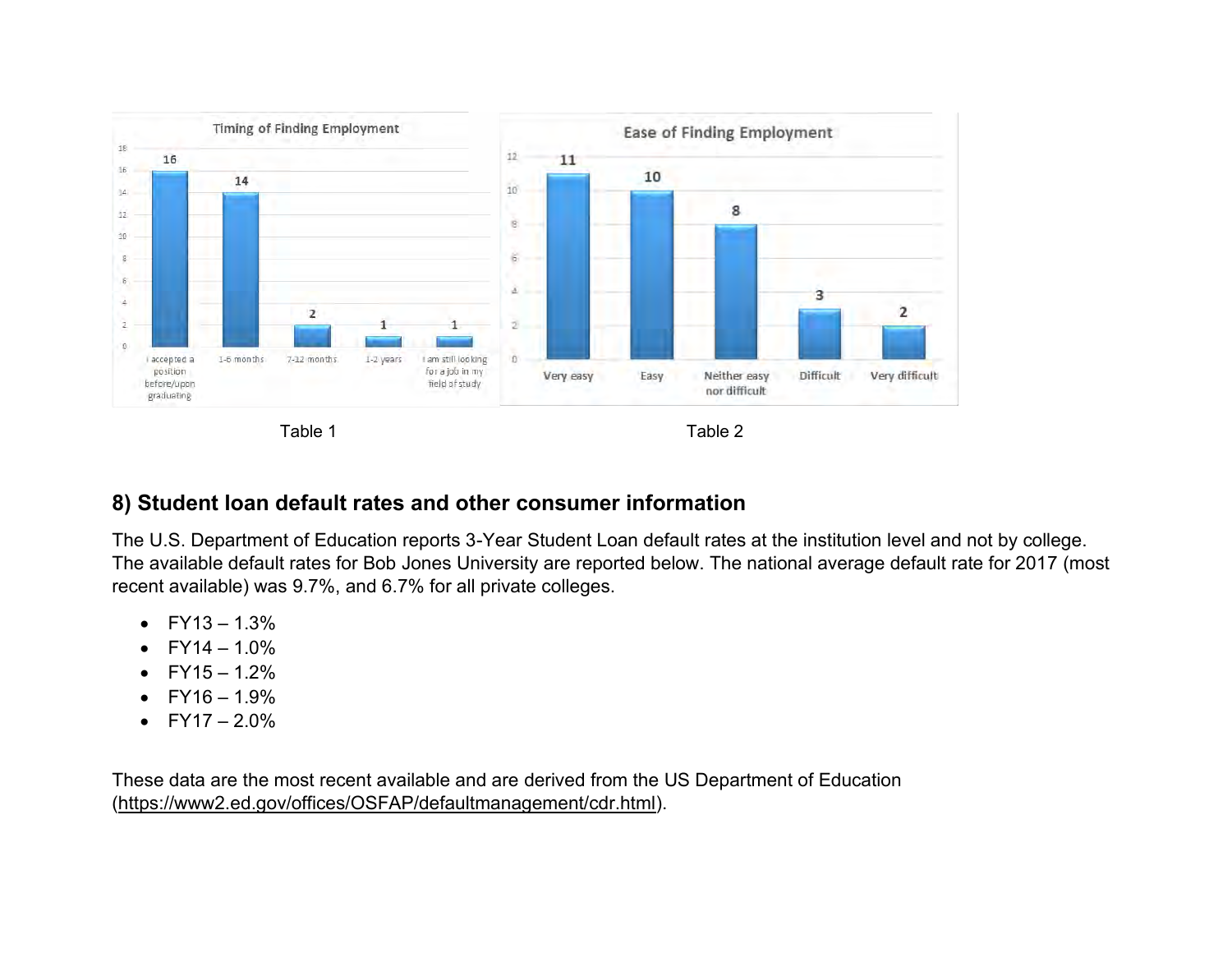**Timing of Finding Employment**

| I accepted a position before/upon graduating | 1-6 months | 7-12 months | 1-2 years | I am still looking for a job in my field of study |
|---|---|---|---|---|
| 16 | 14 | 2 | 1 | 1 |

Table 1

**Ease of Finding Employment**

| Very easy | Easy | Neither easy nor difficult | Difficult | Very difficult |
|---|---|---|---|---|
| 11 | 10 | 8 | 3 | 2 |

Table 2

## 8) Student loan default rates and other consumer information

The U.S. Department of Education reports 3-Year Student Loan default rates at the institution level and not by college. The available default rates for Bob Jones University are reported below. The national average default rate for 2017 (most recent available) was 9.7%, and 6.7% for all private colleges.

- FY13 – 1.3%
- FY14 – 1.0%
- FY15 – 1.2%
- FY16 – 1.9%
- FY17 – 2.0%

These data are the most recent available and are derived from the US Department of Education (https://www2.ed.gov/offices/OSFAP/defaultmanagement/cdr.html).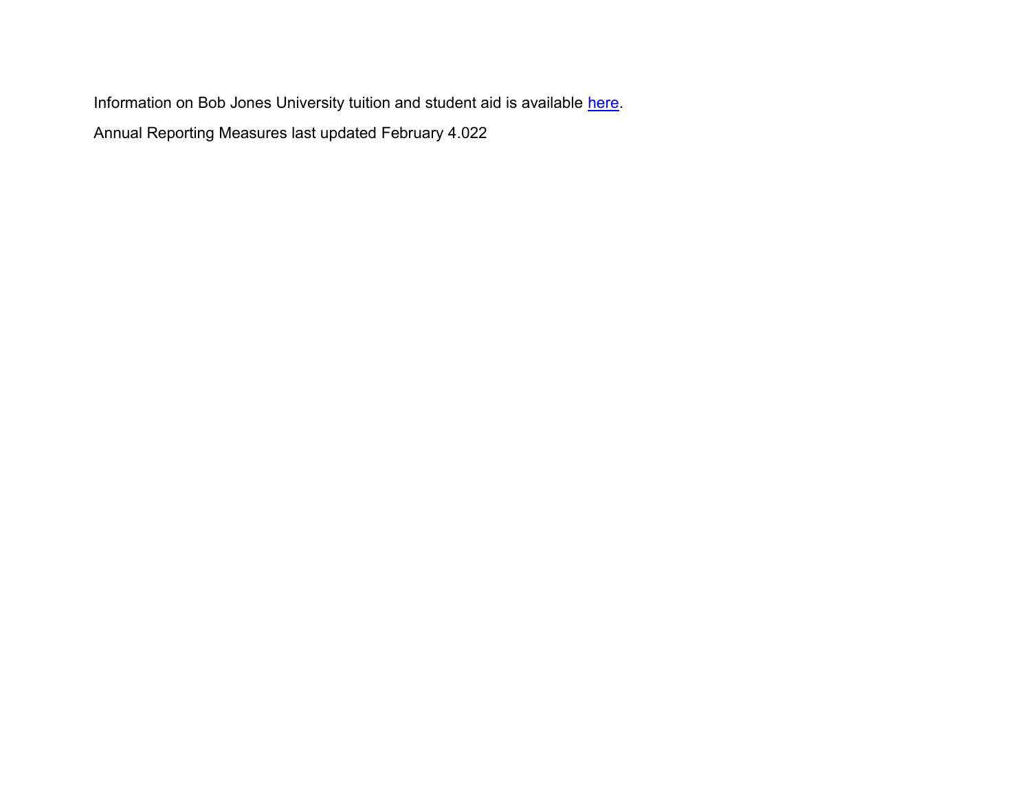Information on Bob Jones University tuition and student aid is available here.

Annual Reporting Measures last updated February 4.022